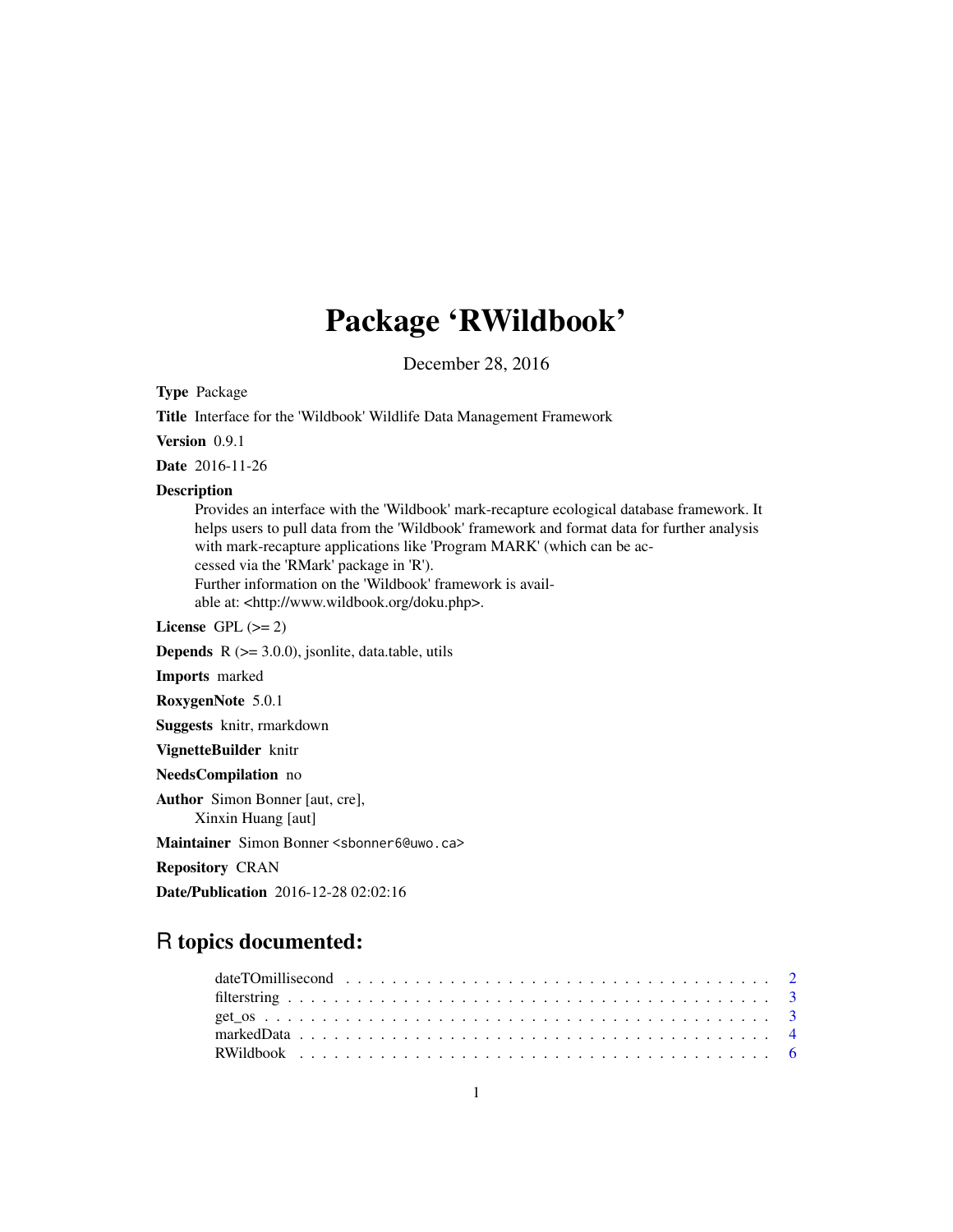# Package 'RWildbook'

December 28, 2016

**Type** Package

**Title** Interface for the 'Wildbook' Wildlife Data Management Framework

**Version** 0.9.1

**Date** 2016-11-26

**Description**
Provides an interface with the 'Wildbook' mark-recapture ecological database framework. It helps users to pull data from the 'Wildbook' framework and format data for further analysis with mark-recapture applications like 'Program MARK' (which can be accessed via the 'RMark' package in 'R').
Further information on the 'Wildbook' framework is available at: <http://www.wildbook.org/doku.php>.

**License** GPL (>= 2)

**Depends** R (>= 3.0.0), jsonlite, data.table, utils

**Imports** marked

**RoxygenNote** 5.0.1

**Suggests** knitr, rmarkdown

**VignetteBuilder** knitr

**NeedsCompilation** no

**Author** Simon Bonner [aut, cre],
Xinxin Huang [aut]

**Maintainer** Simon Bonner <sbonner6@uwo.ca>

**Repository** CRAN

**Date/Publication** 2016-12-28 02:02:16

## R topics documented:

- dateTOmillisecond . . . . . . . . . . . . . . . . . . . . . . . . . . . . . . . . . . 2
- filterstring . . . . . . . . . . . . . . . . . . . . . . . . . . . . . . . . . . 3
- get_os . . . . . . . . . . . . . . . . . . . . . . . . . . . . . . . . . . 3
- markedData . . . . . . . . . . . . . . . . . . . . . . . . . . . . . . . . . . 4
- RWildbook . . . . . . . . . . . . . . . . . . . . . . . . . . . . . . . . . . 6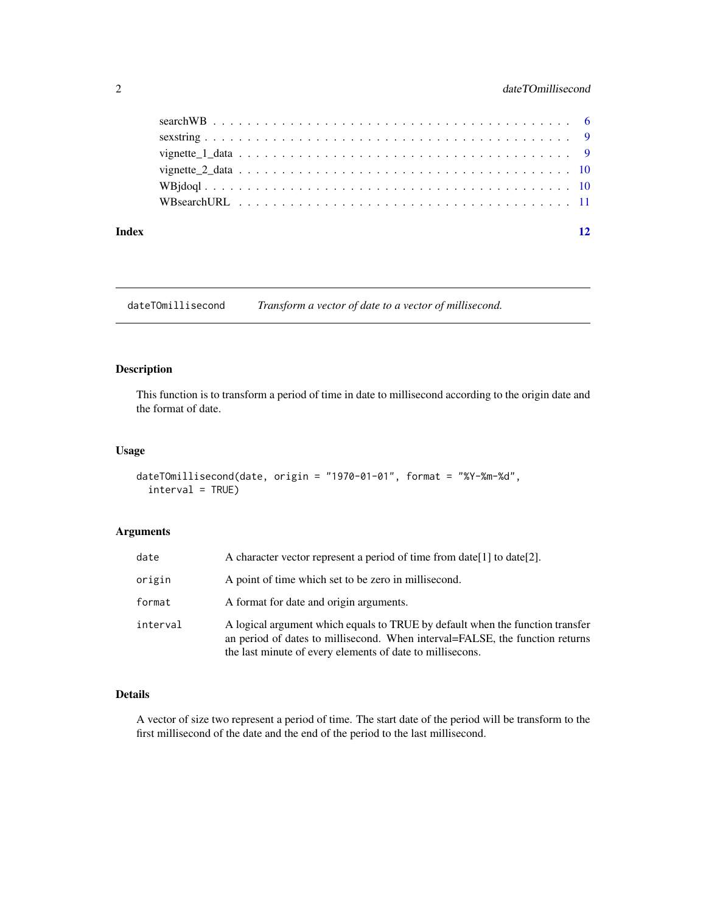searchWB . . . . . . . . . . . . . . . . . . . . . . . . . . . . . . . . . . . . . . 6
sexstring . . . . . . . . . . . . . . . . . . . . . . . . . . . . . . . . . . . . . . 9
vignette_1_data . . . . . . . . . . . . . . . . . . . . . . . . . . . . . . . . . . 9
vignette_2_data . . . . . . . . . . . . . . . . . . . . . . . . . . . . . . . . . . 10
WBjdoql . . . . . . . . . . . . . . . . . . . . . . . . . . . . . . . . . . . . . . 10
WBsearchURL . . . . . . . . . . . . . . . . . . . . . . . . . . . . . . . . . . . 11

**Index** **12**

---

## dateTOmillisecond — *Transform a vector of date to a vector of millisecond.*

---

### Description

This function is to transform a period of time in date to millisecond according to the origin date and the format of date.

### Usage

```
dateTOmillisecond(date, origin = "1970-01-01", format = "%Y-%m-%d",
  interval = TRUE)
```

### Arguments

| | |
|---|---|
| `date` | A character vector represent a period of time from date[1] to date[2]. |
| `origin` | A point of time which set to be zero in millisecond. |
| `format` | A format for date and origin arguments. |
| `interval` | A logical argument which equals to TRUE by default when the function transfer an period of dates to millisecond. When interval=FALSE, the function returns the last minute of every elements of date to millisecons. |

### Details

A vector of size two represent a period of time. The start date of the period will be transform to the first millisecond of the date and the end of the period to the last millisecond.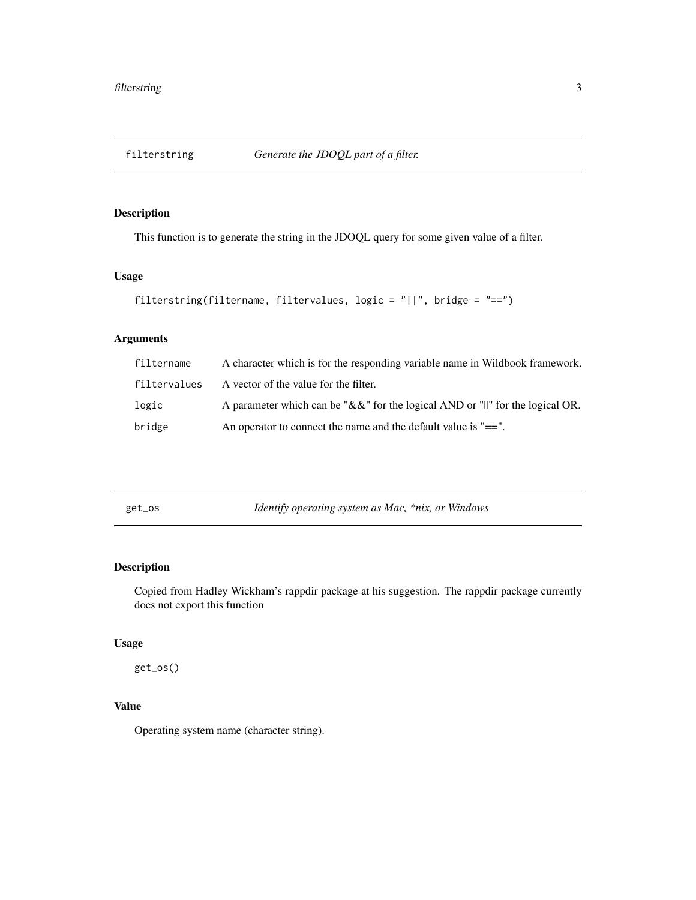## filterstring — *Generate the JDOQL part of a filter.*

### Description

This function is to generate the string in the JDOQL query for some given value of a filter.

### Usage

```
filterstring(filtername, filtervalues, logic = "||", bridge = "==")
```

### Arguments

| | |
|---|---|
| `filtername` | A character which is for the responding variable name in Wildbook framework. |
| `filtervalues` | A vector of the value for the filter. |
| `logic` | A parameter which can be "&&" for the logical AND or "||" for the logical OR. |
| `bridge` | An operator to connect the name and the default value is "==". |

## get_os — *Identify operating system as Mac, *nix, or Windows*

### Description

Copied from Hadley Wickham's rappdir package at his suggestion. The rappdir package currently does not export this function

### Usage

```
get_os()
```

### Value

Operating system name (character string).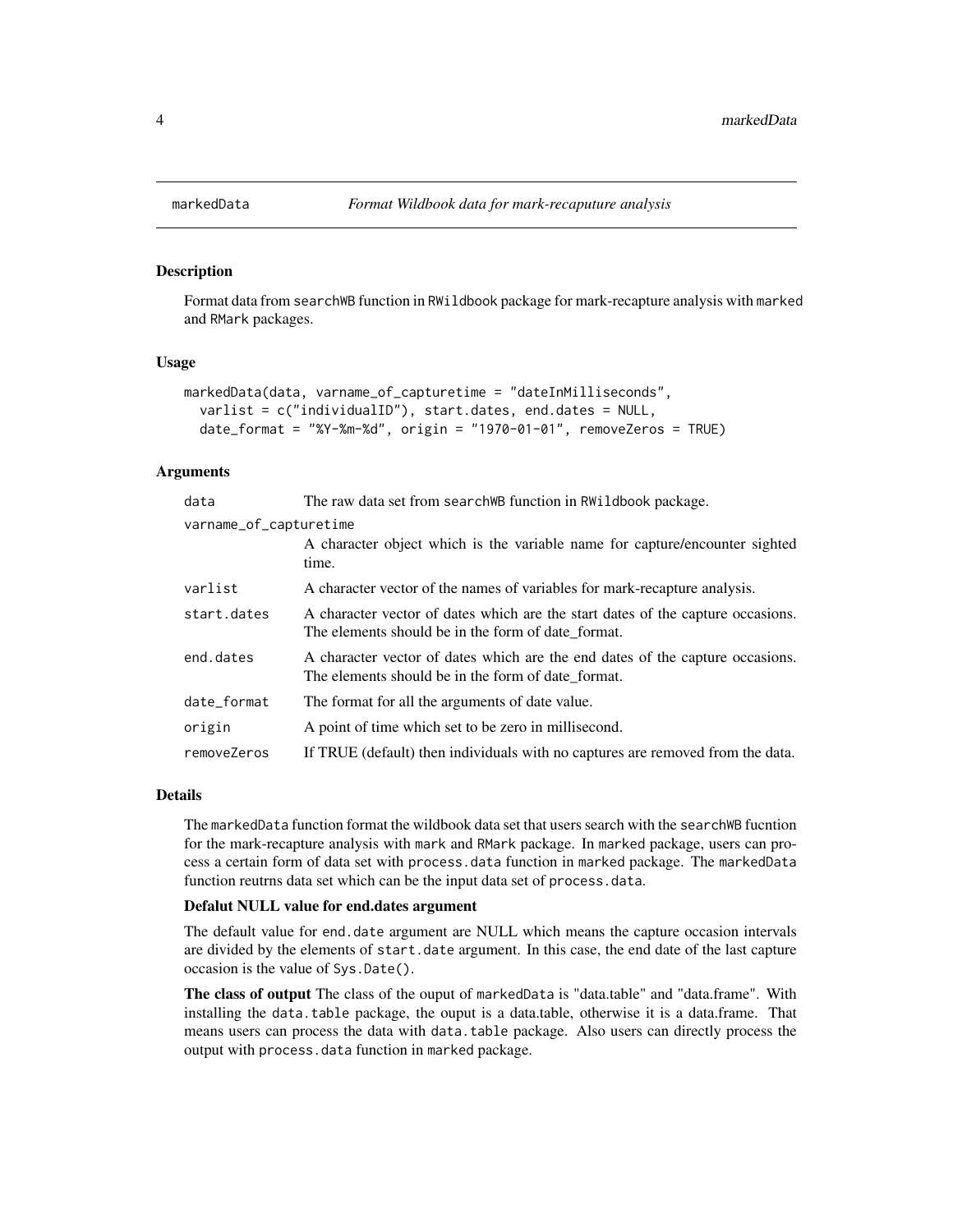# markedData *Format Wildbook data for mark-recaputure analysis*

## Description

Format data from searchWB function in RWildbook package for mark-recapture analysis with marked and RMark packages.

## Usage

```
markedData(data, varname_of_capturetime = "dateInMilliseconds",
  varlist = c("individualID"), start.dates, end.dates = NULL,
  date_format = "%Y-%m-%d", origin = "1970-01-01", removeZeros = TRUE)
```

## Arguments

| Argument | Description |
|---|---|
| data | The raw data set from searchWB function in RWildbook package. |
| varname_of_capturetime | A character object which is the variable name for capture/encounter sighted time. |
| varlist | A character vector of the names of variables for mark-recapture analysis. |
| start.dates | A character vector of dates which are the start dates of the capture occasions. The elements should be in the form of date_format. |
| end.dates | A character vector of dates which are the end dates of the capture occasions. The elements should be in the form of date_format. |
| date_format | The format for all the arguments of date value. |
| origin | A point of time which set to be zero in millisecond. |
| removeZeros | If TRUE (default) then individuals with no captures are removed from the data. |

## Details

The markedData function format the wildbook data set that users search with the searchWB fucntion for the mark-recapture analysis with mark and RMark package. In marked package, users can process a certain form of data set with process.data function in marked package. The markedData function reutrns data set which can be the input data set of process.data.

### Defalut NULL value for end.dates argument

The default value for end.date argument are NULL which means the capture occasion intervals are divided by the elements of start.date argument. In this case, the end date of the last capture occasion is the value of Sys.Date().

**The class of output** The class of the ouput of markedData is "data.table" and "data.frame". With installing the data.table package, the ouput is a data.table, otherwise it is a data.frame. That means users can process the data with data.table package. Also users can directly process the output with process.data function in marked package.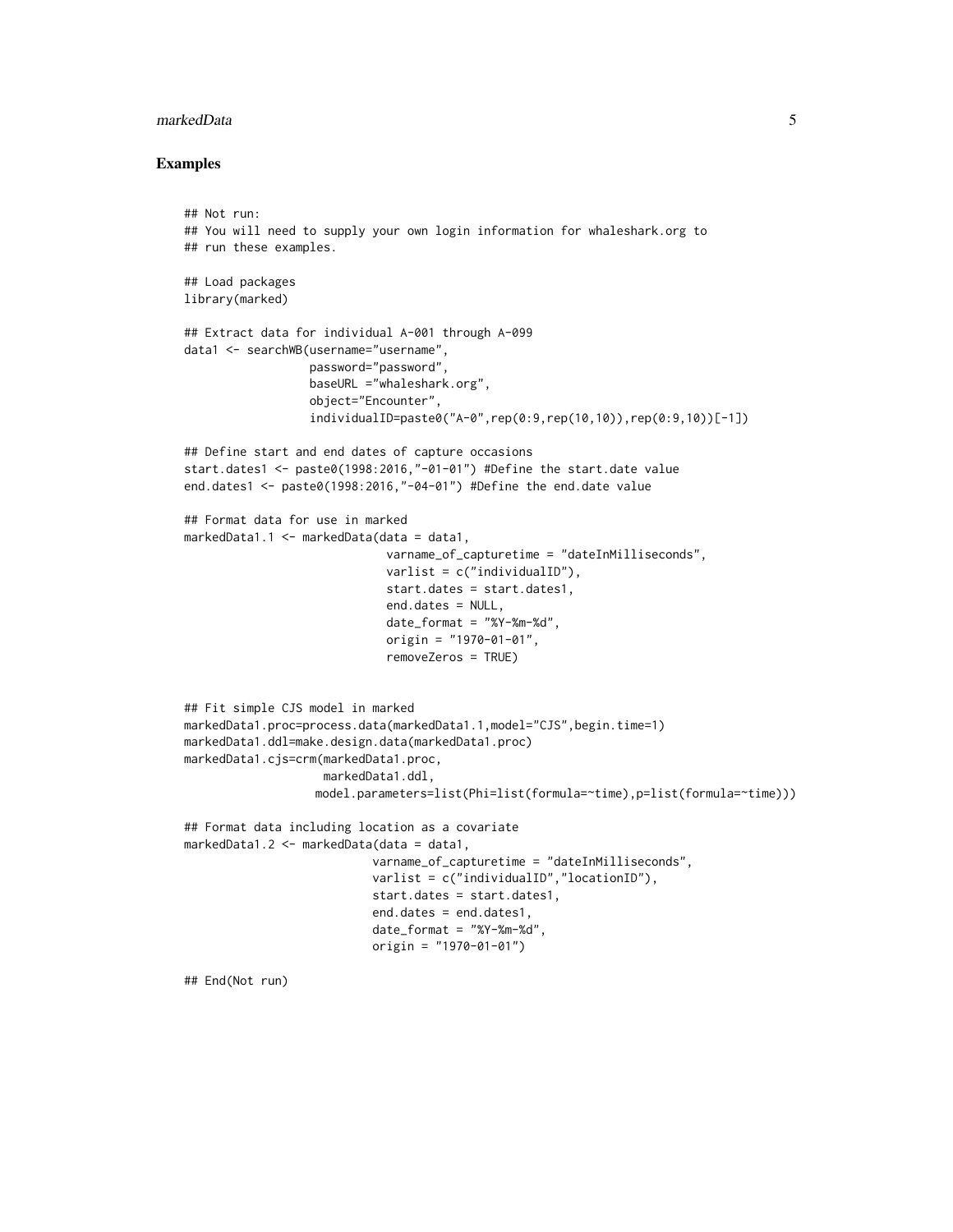## Examples

```
## Not run:
## You will need to supply your own login information for whaleshark.org to
## run these examples.

## Load packages
library(marked)

## Extract data for individual A-001 through A-099
data1 <- searchWB(username="username",
                  password="password",
                  baseURL ="whaleshark.org",
                  object="Encounter",
                  individualID=paste0("A-0",rep(0:9,rep(10,10)),rep(0:9,10))[-1])

## Define start and end dates of capture occasions
start.dates1 <- paste0(1998:2016,"-01-01") #Define the start.date value
end.dates1 <- paste0(1998:2016,"-04-01") #Define the end.date value

## Format data for use in marked
markedData1.1 <- markedData(data = data1,
                            varname_of_capturetime = "dateInMilliseconds",
                            varlist = c("individualID"),
                            start.dates = start.dates1,
                            end.dates = NULL,
                            date_format = "%Y-%m-%d",
                            origin = "1970-01-01",
                            removeZeros = TRUE)


## Fit simple CJS model in marked
markedData1.proc=process.data(markedData1.1,model="CJS",begin.time=1)
markedData1.ddl=make.design.data(markedData1.proc)
markedData1.cjs=crm(markedData1.proc,
                    markedData1.ddl,
                   model.parameters=list(Phi=list(formula=~time),p=list(formula=~time)))

## Format data including location as a covariate
markedData1.2 <- markedData(data = data1,
                           varname_of_capturetime = "dateInMilliseconds",
                           varlist = c("individualID","locationID"),
                           start.dates = start.dates1,
                           end.dates = end.dates1,
                           date_format = "%Y-%m-%d",
                           origin = "1970-01-01")

## End(Not run)
```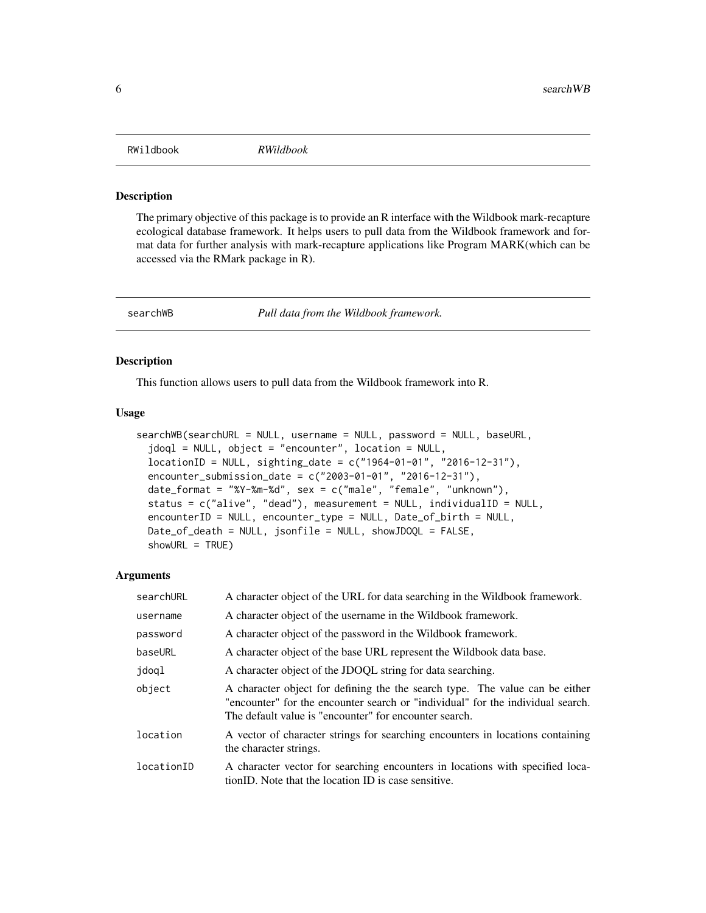## RWildbook *RWildbook*

### Description

The primary objective of this package is to provide an R interface with the Wildbook mark-recapture ecological database framework. It helps users to pull data from the Wildbook framework and format data for further analysis with mark-recapture applications like Program MARK(which can be accessed via the RMark package in R).

## searchWB *Pull data from the Wildbook framework.*

### Description

This function allows users to pull data from the Wildbook framework into R.

### Usage

```
searchWB(searchURL = NULL, username = NULL, password = NULL, baseURL,
  jdoql = NULL, object = "encounter", location = NULL,
  locationID = NULL, sighting_date = c("1964-01-01", "2016-12-31"),
  encounter_submission_date = c("2003-01-01", "2016-12-31"),
  date_format = "%Y-%m-%d", sex = c("male", "female", "unknown"),
  status = c("alive", "dead"), measurement = NULL, individualID = NULL,
  encounterID = NULL, encounter_type = NULL, Date_of_birth = NULL,
  Date_of_death = NULL, jsonfile = NULL, showJDOQL = FALSE,
  showURL = TRUE)
```

### Arguments

| | |
|---|---|
| searchURL | A character object of the URL for data searching in the Wildbook framework. |
| username | A character object of the username in the Wildbook framework. |
| password | A character object of the password in the Wildbook framework. |
| baseURL | A character object of the base URL represent the Wildbook data base. |
| jdoql | A character object of the JDOQL string for data searching. |
| object | A character object for defining the the search type. The value can be either "encounter" for the encounter search or "individual" for the individual search. The default value is "encounter" for encounter search. |
| location | A vector of character strings for searching encounters in locations containing the character strings. |
| locationID | A character vector for searching encounters in locations with specified locationID. Note that the location ID is case sensitive. |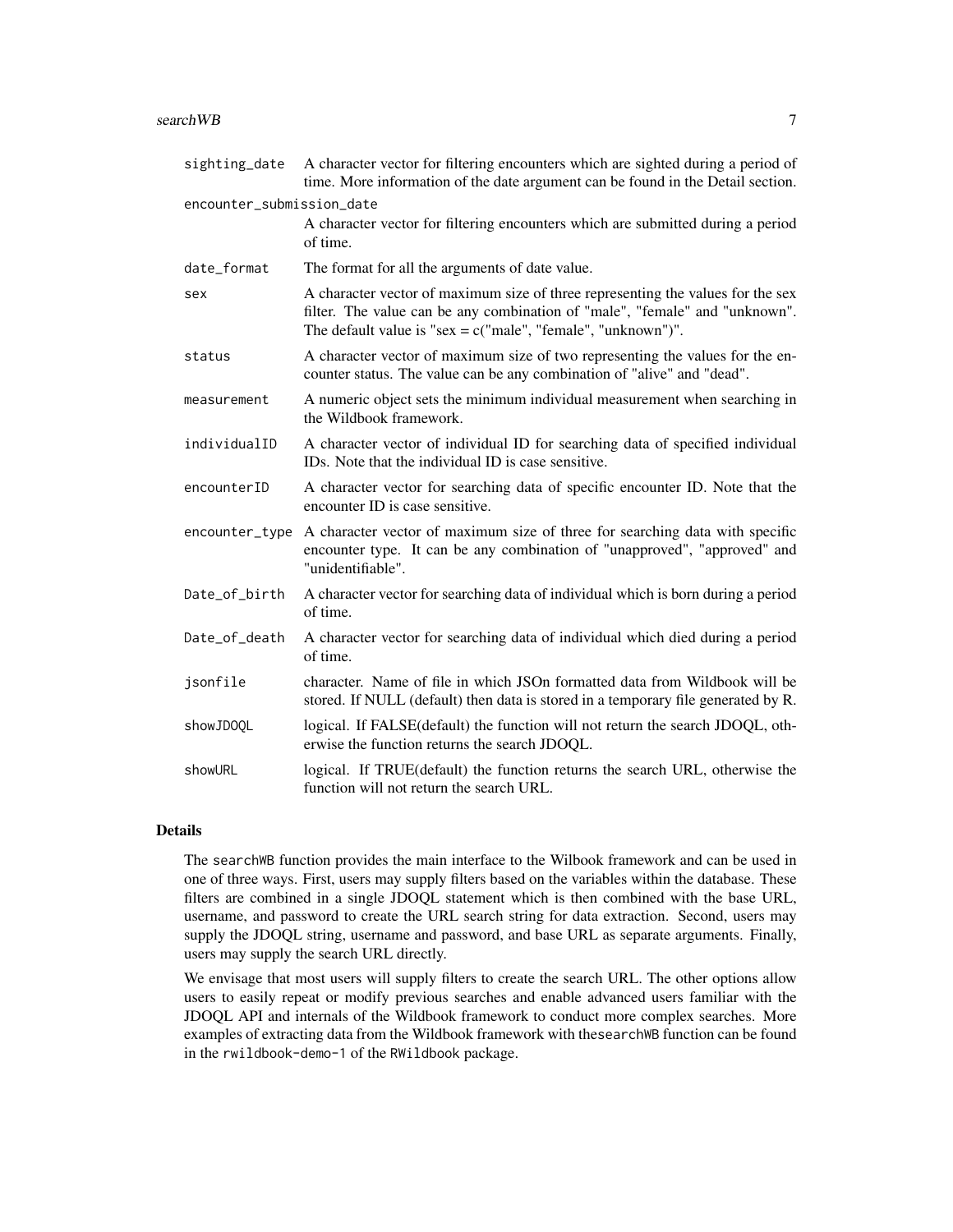| | |
|---|---|
| `sighting_date` | A character vector for filtering encounters which are sighted during a period of time. More information of the date argument can be found in the Detail section. |
| `encounter_submission_date` | A character vector for filtering encounters which are submitted during a period of time. |
| `date_format` | The format for all the arguments of date value. |
| `sex` | A character vector of maximum size of three representing the values for the sex filter. The value can be any combination of "male", "female" and "unknown". The default value is "sex = c("male", "female", "unknown")". |
| `status` | A character vector of maximum size of two representing the values for the encounter status. The value can be any combination of "alive" and "dead". |
| `measurement` | A numeric object sets the minimum individual measurement when searching in the Wildbook framework. |
| `individualID` | A character vector of individual ID for searching data of specified individual IDs. Note that the individual ID is case sensitive. |
| `encounterID` | A character vector for searching data of specific encounter ID. Note that the encounter ID is case sensitive. |
| `encounter_type` | A character vector of maximum size of three for searching data with specific encounter type. It can be any combination of "unapproved", "approved" and "unidentifiable". |
| `Date_of_birth` | A character vector for searching data of individual which is born during a period of time. |
| `Date_of_death` | A character vector for searching data of individual which died during a period of time. |
| `jsonfile` | character. Name of file in which JSOn formatted data from Wildbook will be stored. If NULL (default) then data is stored in a temporary file generated by R. |
| `showJDOQL` | logical. If FALSE(default) the function will not return the search JDOQL, otherwise the function returns the search JDOQL. |
| `showURL` | logical. If TRUE(default) the function returns the search URL, otherwise the function will not return the search URL. |

## Details

The `searchWB` function provides the main interface to the Wilbook framework and can be used in one of three ways. First, users may supply filters based on the variables within the database. These filters are combined in a single JDOQL statement which is then combined with the base URL, username, and password to create the URL search string for data extraction. Second, users may supply the JDOQL string, username and password, and base URL as separate arguments. Finally, users may supply the search URL directly.

We envisage that most users will supply filters to create the search URL. The other options allow users to easily repeat or modify previous searches and enable advanced users familiar with the JDOQL API and internals of the Wildbook framework to conduct more complex searches. More examples of extracting data from the Wildbook framework with the`searchWB` function can be found in the `rwildbook-demo-1` of the `RWildbook` package.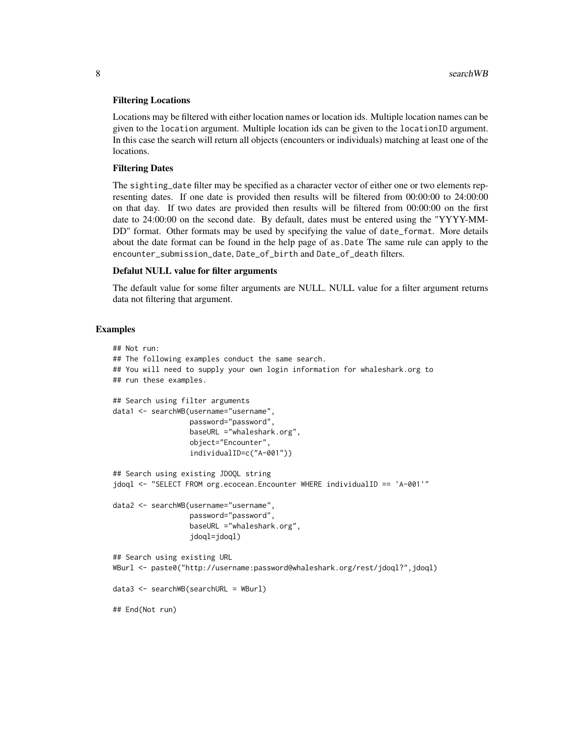### Filtering Locations

Locations may be filtered with either location names or location ids. Multiple location names can be given to the `location` argument. Multiple location ids can be given to the `locationID` argument. In this case the search will return all objects (encounters or individuals) matching at least one of the locations.

### Filtering Dates

The `sighting_date` filter may be specified as a character vector of either one or two elements representing dates. If one date is provided then results will be filtered from 00:00:00 to 24:00:00 on that day. If two dates are provided then results will be filtered from 00:00:00 on the first date to 24:00:00 on the second date. By default, dates must be entered using the "YYYY-MM-DD" format. Other formats may be used by specifying the value of `date_format`. More details about the date format can be found in the help page of `as.Date` The same rule can apply to the `encounter_submission_date`, `Date_of_birth` and `Date_of_death` filters.

### Defalut NULL value for filter arguments

The default value for some filter arguments are NULL. NULL value for a filter argument returns data not filtering that argument.

## Examples

```
## Not run:
## The following examples conduct the same search.
## You will need to supply your own login information for whaleshark.org to
## run these examples.

## Search using filter arguments
data1 <- searchWB(username="username",
                  password="password",
                  baseURL ="whaleshark.org",
                  object="Encounter",
                  individualID=c("A-001"))

## Search using existing JDOQL string
jdoql <- "SELECT FROM org.ecocean.Encounter WHERE individualID == 'A-001'"

data2 <- searchWB(username="username",
                  password="password",
                  baseURL ="whaleshark.org",
                  jdoql=jdoql)

## Search using existing URL
WBurl <- paste0("http://username:password@whaleshark.org/rest/jdoql?",jdoql)

data3 <- searchWB(searchURL = WBurl)

## End(Not run)
```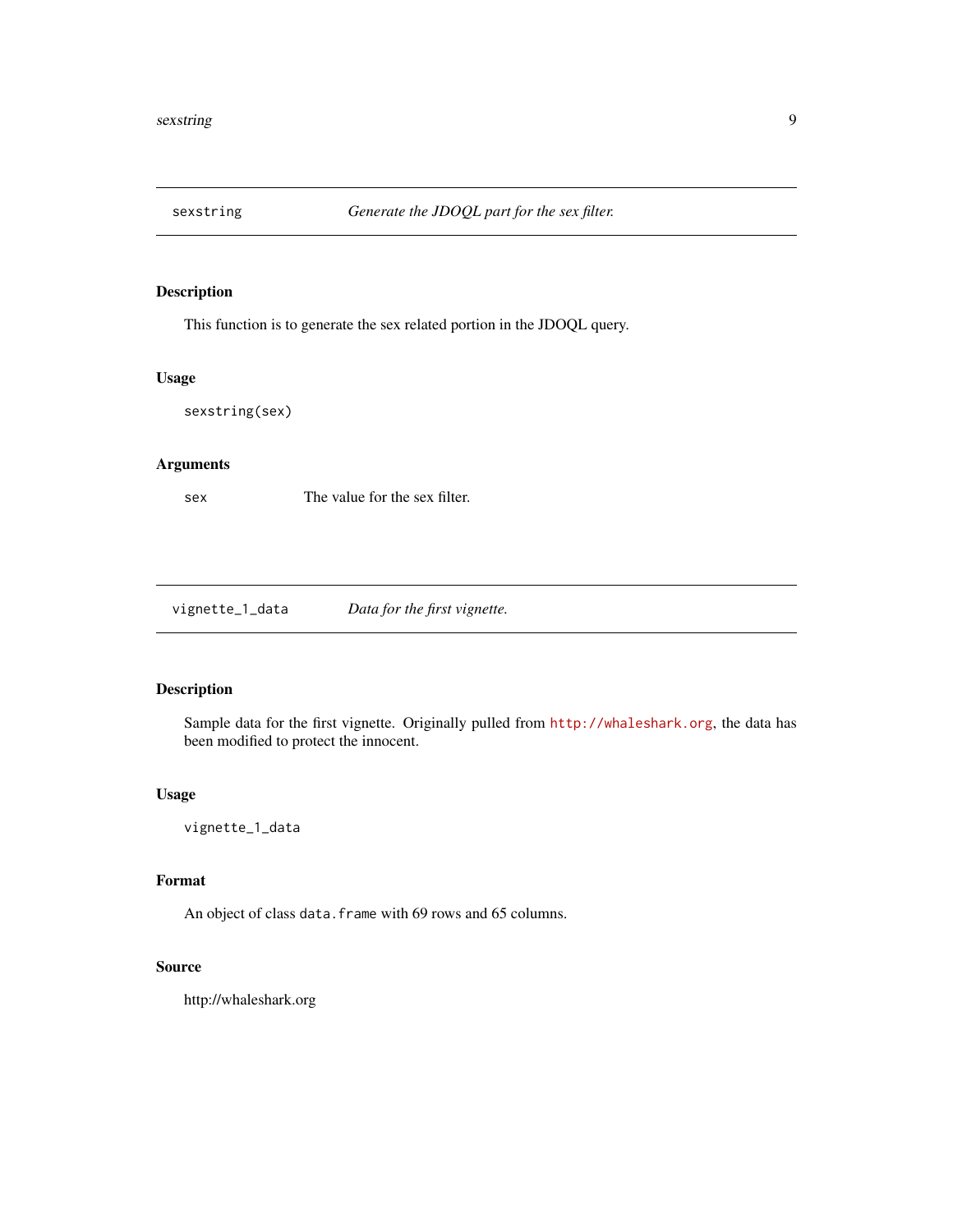## sexstring — *Generate the JDOQL part for the sex filter.*

### Description

This function is to generate the sex related portion in the JDOQL query.

### Usage

```
sexstring(sex)
```

### Arguments

| | |
|---|---|
| `sex` | The value for the sex filter. |

## vignette_1_data — *Data for the first vignette.*

### Description

Sample data for the first vignette. Originally pulled from http://whaleshark.org, the data has been modified to protect the innocent.

### Usage

```
vignette_1_data
```

### Format

An object of class `data.frame` with 69 rows and 65 columns.

### Source

http://whaleshark.org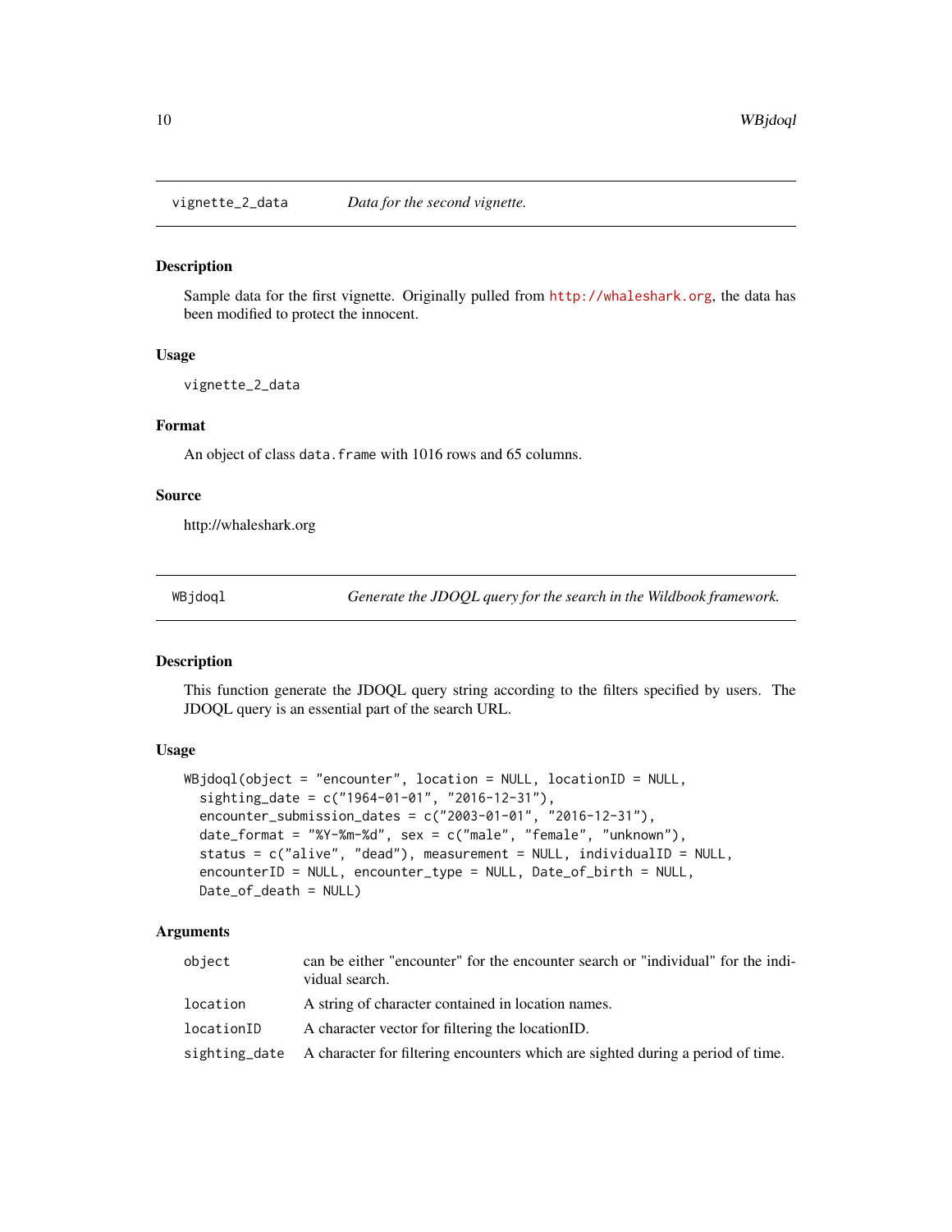## vignette_2_data — *Data for the second vignette.*

### Description

Sample data for the first vignette. Originally pulled from http://whaleshark.org, the data has been modified to protect the innocent.

### Usage

```
vignette_2_data
```

### Format

An object of class `data.frame` with 1016 rows and 65 columns.

### Source

http://whaleshark.org

## WBjdoql — *Generate the JDOQL query for the search in the Wildbook framework.*

### Description

This function generate the JDOQL query string according to the filters specified by users. The JDOQL query is an essential part of the search URL.

### Usage

```
WBjdoql(object = "encounter", location = NULL, locationID = NULL,
  sighting_date = c("1964-01-01", "2016-12-31"),
  encounter_submission_dates = c("2003-01-01", "2016-12-31"),
  date_format = "%Y-%m-%d", sex = c("male", "female", "unknown"),
  status = c("alive", "dead"), measurement = NULL, individualID = NULL,
  encounterID = NULL, encounter_type = NULL, Date_of_birth = NULL,
  Date_of_death = NULL)
```

### Arguments

| | |
|---|---|
| `object` | can be either "encounter" for the encounter search or "individual" for the individual search. |
| `location` | A string of character contained in location names. |
| `locationID` | A character vector for filtering the locationID. |
| `sighting_date` | A character for filtering encounters which are sighted during a period of time. |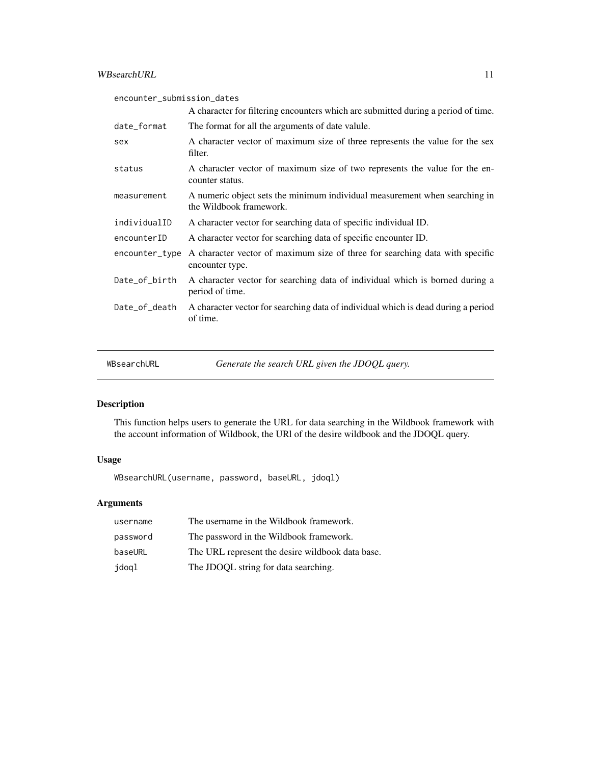| | |
|---|---|
| encounter_submission_dates | A character for filtering encounters which are submitted during a period of time. |
| date_format | The format for all the arguments of date valule. |
| sex | A character vector of maximum size of three represents the value for the sex filter. |
| status | A character vector of maximum size of two represents the value for the encounter status. |
| measurement | A numeric object sets the minimum individual measurement when searching in the Wildbook framework. |
| individualID | A character vector for searching data of specific individual ID. |
| encounterID | A character vector for searching data of specific encounter ID. |
| encounter_type | A character vector of maximum size of three for searching data with specific encounter type. |
| Date_of_birth | A character vector for searching data of individual which is borned during a period of time. |
| Date_of_death | A character vector for searching data of individual which is dead during a period of time. |

---

## WBsearchURL — *Generate the search URL given the JDOQL query.*

### Description

This function helps users to generate the URL for data searching in the Wildbook framework with the account information of Wildbook, the URl of the desire wildbook and the JDOQL query.

### Usage

```
WBsearchURL(username, password, baseURL, jdoql)
```

### Arguments

| | |
|---|---|
| username | The username in the Wildbook framework. |
| password | The password in the Wildbook framework. |
| baseURL | The URL represent the desire wildbook data base. |
| jdoql | The JDOQL string for data searching. |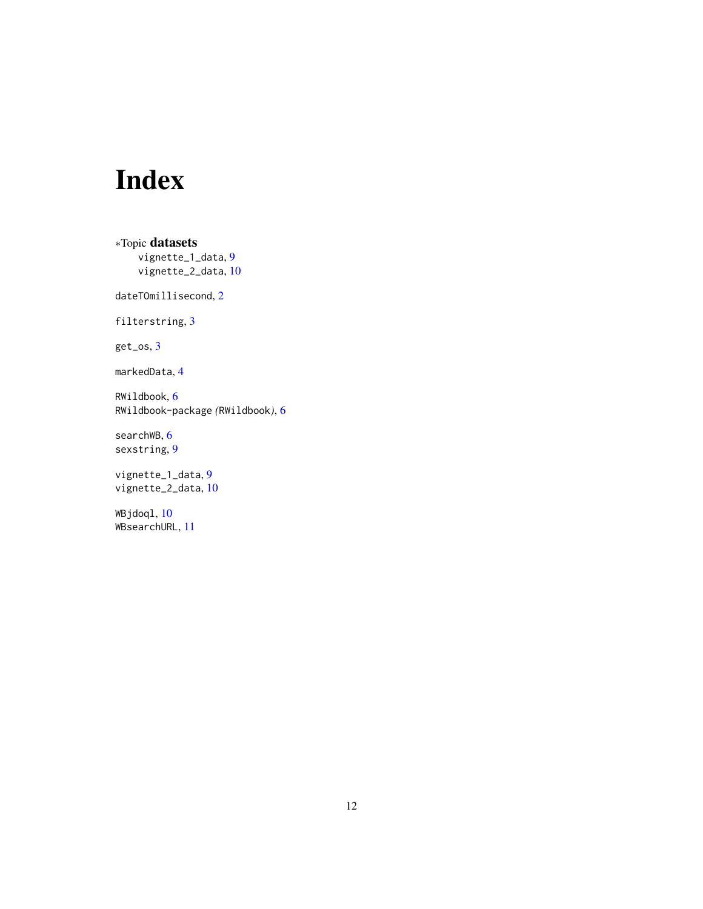# Index

*Topic **datasets**
    vignette_1_data, 9
    vignette_2_data, 10

dateTOmillisecond, 2

filterstring, 3

get_os, 3

markedData, 4

RWildbook, 6
RWildbook-package (RWildbook), 6

searchWB, 6
sexstring, 9

vignette_1_data, 9
vignette_2_data, 10

WBjdoql, 10
WBsearchURL, 11